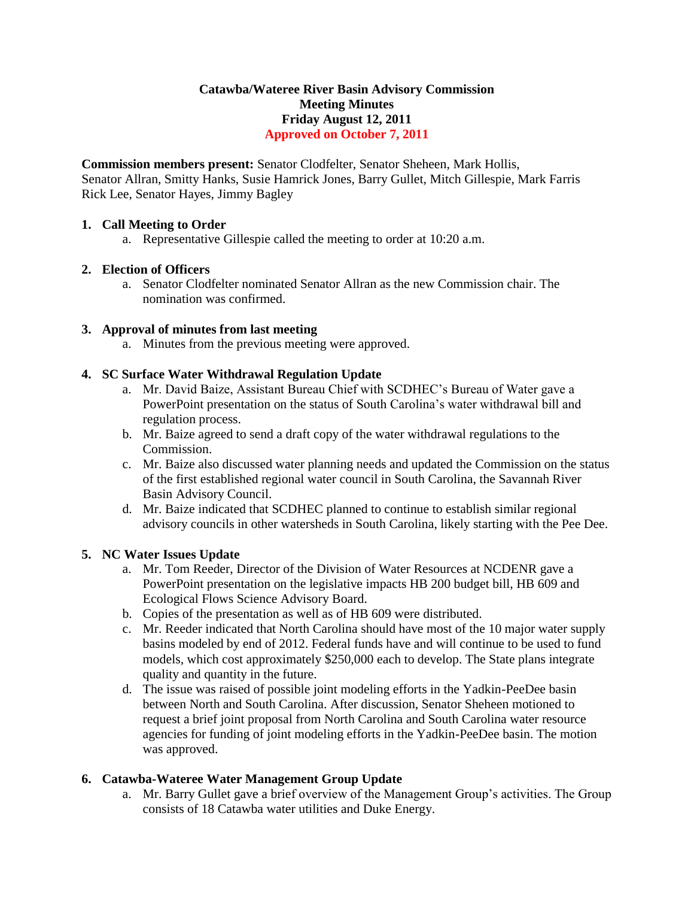# Catawba/Wateree River Basin Advisory Commission
## Meeting Minutes
## Friday August 12, 2011
## Approved on October 7, 2011

**Commission members present:** Senator Clodfelter, Senator Sheheen, Mark Hollis, Senator Allran, Smitty Hanks, Susie Hamrick Jones, Barry Gullet, Mitch Gillespie, Mark Farris Rick Lee, Senator Hayes, Jimmy Bagley

1. **Call Meeting to Order**
   a. Representative Gillespie called the meeting to order at 10:20 a.m.

2. **Election of Officers**
   a. Senator Clodfelter nominated Senator Allran as the new Commission chair. The nomination was confirmed.

3. **Approval of minutes from last meeting**
   a. Minutes from the previous meeting were approved.

4. **SC Surface Water Withdrawal Regulation Update**
   a. Mr. David Baize, Assistant Bureau Chief with SCDHEC's Bureau of Water gave a PowerPoint presentation on the status of South Carolina's water withdrawal bill and regulation process.
   b. Mr. Baize agreed to send a draft copy of the water withdrawal regulations to the Commission.
   c. Mr. Baize also discussed water planning needs and updated the Commission on the status of the first established regional water council in South Carolina, the Savannah River Basin Advisory Council.
   d. Mr. Baize indicated that SCDHEC planned to continue to establish similar regional advisory councils in other watersheds in South Carolina, likely starting with the Pee Dee.

5. **NC Water Issues Update**
   a. Mr. Tom Reeder, Director of the Division of Water Resources at NCDENR gave a PowerPoint presentation on the legislative impacts HB 200 budget bill, HB 609 and Ecological Flows Science Advisory Board.
   b. Copies of the presentation as well as of HB 609 were distributed.
   c. Mr. Reeder indicated that North Carolina should have most of the 10 major water supply basins modeled by end of 2012. Federal funds have and will continue to be used to fund models, which cost approximately $250,000 each to develop. The State plans integrate quality and quantity in the future.
   d. The issue was raised of possible joint modeling efforts in the Yadkin-PeeDee basin between North and South Carolina. After discussion, Senator Sheheen motioned to request a brief joint proposal from North Carolina and South Carolina water resource agencies for funding of joint modeling efforts in the Yadkin-PeeDee basin. The motion was approved.

6. **Catawba-Wateree Water Management Group Update**
   a. Mr. Barry Gullet gave a brief overview of the Management Group's activities. The Group consists of 18 Catawba water utilities and Duke Energy.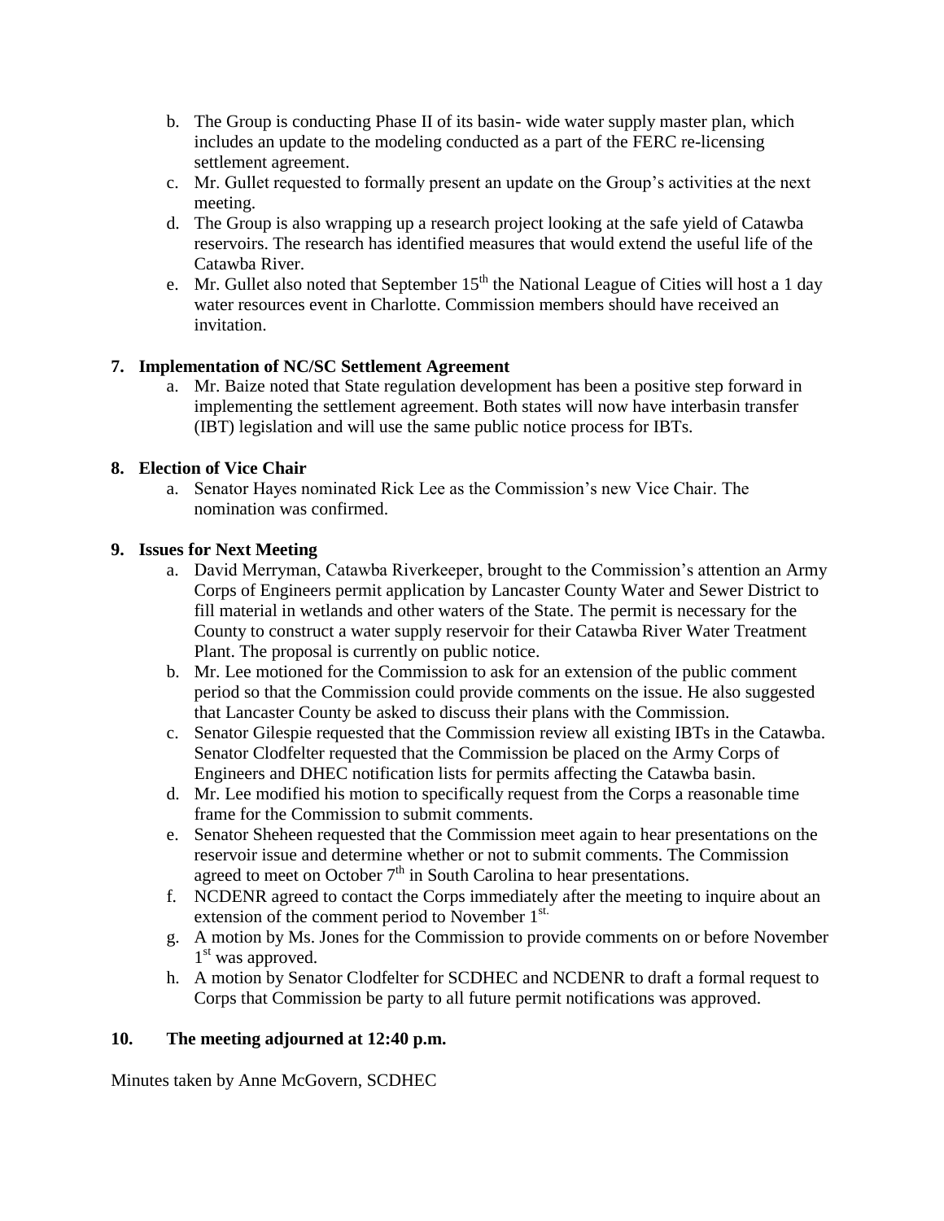b. The Group is conducting Phase II of its basin- wide water supply master plan, which includes an update to the modeling conducted as a part of the FERC re-licensing settlement agreement.
c. Mr. Gullet requested to formally present an update on the Group's activities at the next meeting.
d. The Group is also wrapping up a research project looking at the safe yield of Catawba reservoirs. The research has identified measures that would extend the useful life of the Catawba River.
e. Mr. Gullet also noted that September 15th the National League of Cities will host a 1 day water resources event in Charlotte. Commission members should have received an invitation.

**7. Implementation of NC/SC Settlement Agreement**

a. Mr. Baize noted that State regulation development has been a positive step forward in implementing the settlement agreement. Both states will now have interbasin transfer (IBT) legislation and will use the same public notice process for IBTs.

**8. Election of Vice Chair**

a. Senator Hayes nominated Rick Lee as the Commission's new Vice Chair. The nomination was confirmed.

**9. Issues for Next Meeting**

a. David Merryman, Catawba Riverkeeper, brought to the Commission's attention an Army Corps of Engineers permit application by Lancaster County Water and Sewer District to fill material in wetlands and other waters of the State. The permit is necessary for the County to construct a water supply reservoir for their Catawba River Water Treatment Plant. The proposal is currently on public notice.
b. Mr. Lee motioned for the Commission to ask for an extension of the public comment period so that the Commission could provide comments on the issue. He also suggested that Lancaster County be asked to discuss their plans with the Commission.
c. Senator Gilespie requested that the Commission review all existing IBTs in the Catawba. Senator Clodfelter requested that the Commission be placed on the Army Corps of Engineers and DHEC notification lists for permits affecting the Catawba basin.
d. Mr. Lee modified his motion to specifically request from the Corps a reasonable time frame for the Commission to submit comments.
e. Senator Sheheen requested that the Commission meet again to hear presentations on the reservoir issue and determine whether or not to submit comments. The Commission agreed to meet on October 7th in South Carolina to hear presentations.
f. NCDENR agreed to contact the Corps immediately after the meeting to inquire about an extension of the comment period to November 1st.
g. A motion by Ms. Jones for the Commission to provide comments on or before November 1st was approved.
h. A motion by Senator Clodfelter for SCDHEC and NCDENR to draft a formal request to Corps that Commission be party to all future permit notifications was approved.

**10. The meeting adjourned at 12:40 p.m.**

Minutes taken by Anne McGovern, SCDHEC